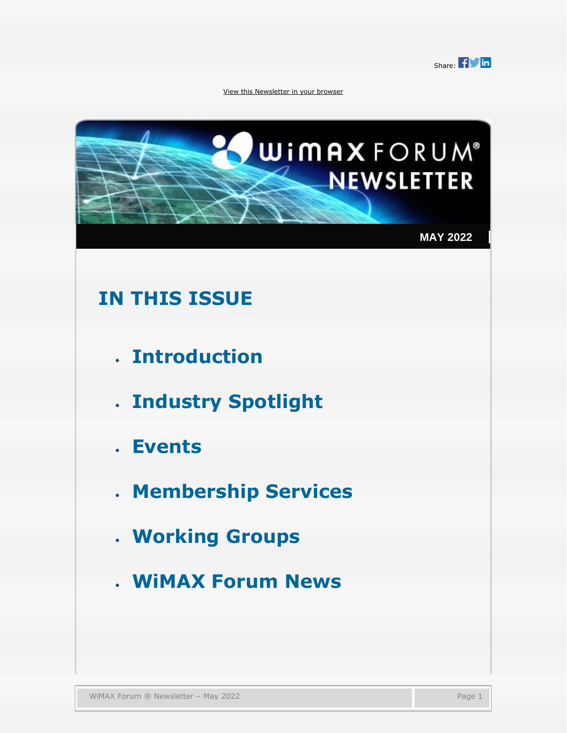Share:

View this Newsletter in your browser

# WiMAX FORUM® NEWSLETTER

**MAY 2022**

## IN THIS ISSUE

- **Introduction**
- **Industry Spotlight**
- **Events**
- **Membership Services**
- **Working Groups**
- **WiMAX Forum News**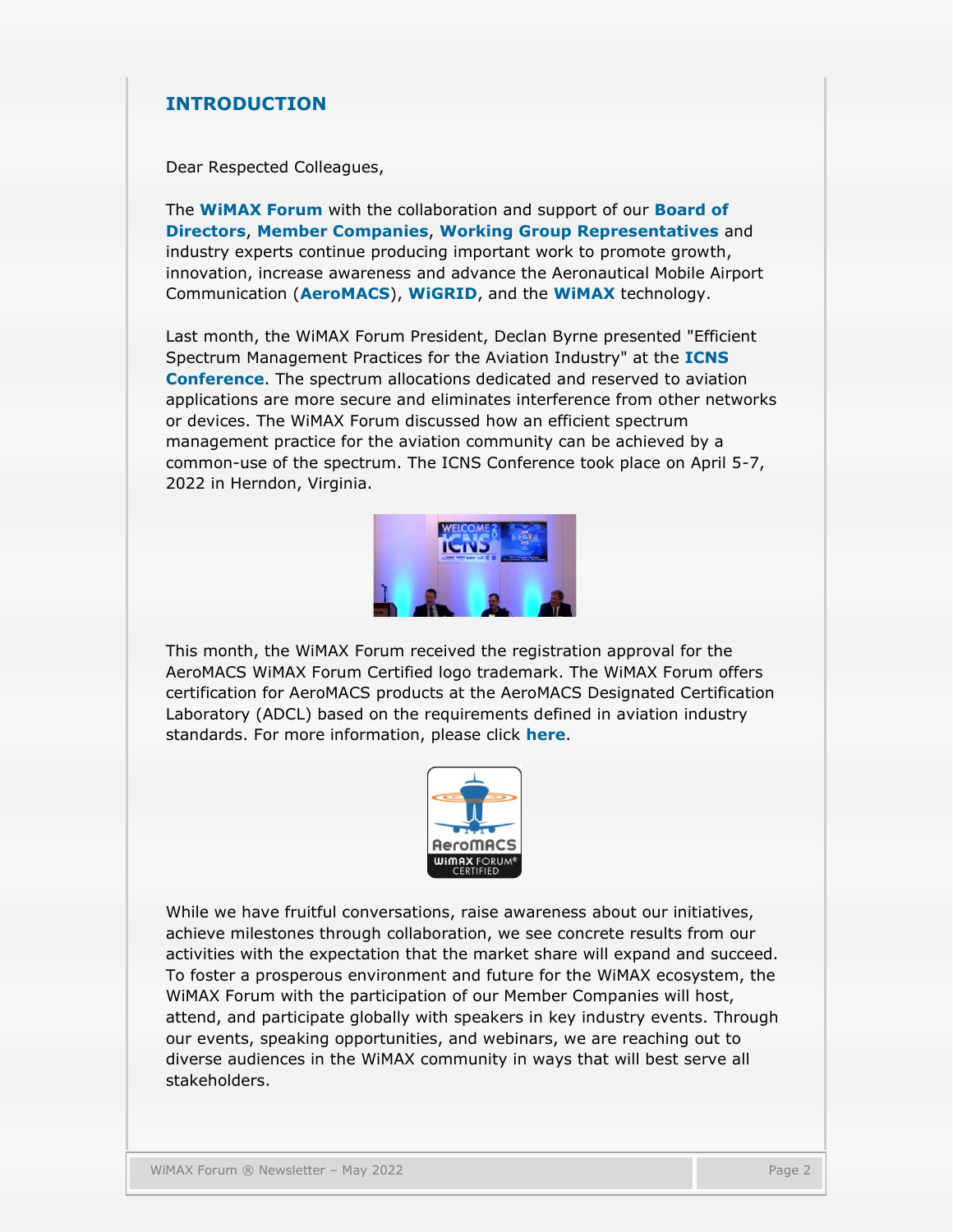## INTRODUCTION

Dear Respected Colleagues,

The **WiMAX Forum** with the collaboration and support of our **Board of Directors**, **Member Companies**, **Working Group Representatives** and industry experts continue producing important work to promote growth, innovation, increase awareness and advance the Aeronautical Mobile Airport Communication (**AeroMACS**), **WiGRID**, and the **WiMAX** technology.

Last month, the WiMAX Forum President, Declan Byrne presented "Efficient Spectrum Management Practices for the Aviation Industry" at the **ICNS Conference**. The spectrum allocations dedicated and reserved to aviation applications are more secure and eliminates interference from other networks or devices. The WiMAX Forum discussed how an efficient spectrum management practice for the aviation community can be achieved by a common-use of the spectrum. The ICNS Conference took place on April 5-7, 2022 in Herndon, Virginia.

This month, the WiMAX Forum received the registration approval for the AeroMACS WiMAX Forum Certified logo trademark. The WiMAX Forum offers certification for AeroMACS products at the AeroMACS Designated Certification Laboratory (ADCL) based on the requirements defined in aviation industry standards. For more information, please click **here**.

While we have fruitful conversations, raise awareness about our initiatives, achieve milestones through collaboration, we see concrete results from our activities with the expectation that the market share will expand and succeed. To foster a prosperous environment and future for the WiMAX ecosystem, the WiMAX Forum with the participation of our Member Companies will host, attend, and participate globally with speakers in key industry events. Through our events, speaking opportunities, and webinars, we are reaching out to diverse audiences in the WiMAX community in ways that will best serve all stakeholders.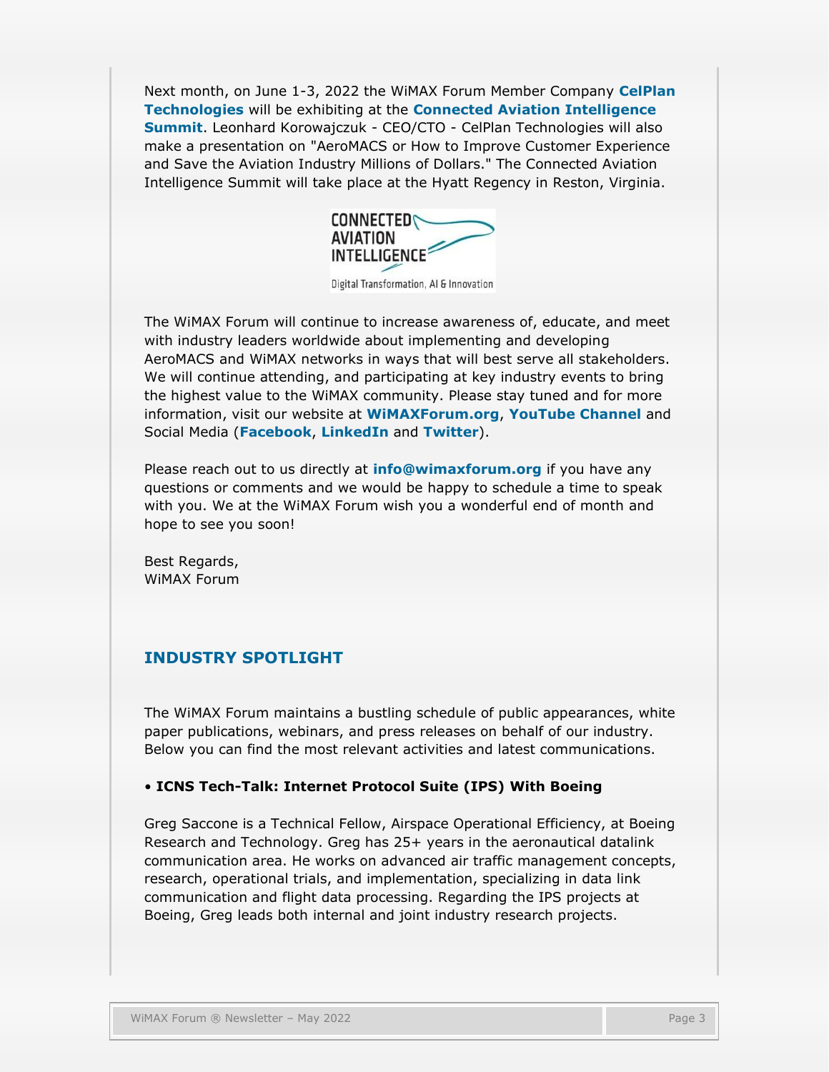Next month, on June 1-3, 2022 the WiMAX Forum Member Company **CelPlan Technologies** will be exhibiting at the **Connected Aviation Intelligence Summit**. Leonhard Korowajczuk - CEO/CTO - CelPlan Technologies will also make a presentation on "AeroMACS or How to Improve Customer Experience and Save the Aviation Industry Millions of Dollars." The Connected Aviation Intelligence Summit will take place at the Hyatt Regency in Reston, Virginia.

The WiMAX Forum will continue to increase awareness of, educate, and meet with industry leaders worldwide about implementing and developing AeroMACS and WiMAX networks in ways that will best serve all stakeholders. We will continue attending, and participating at key industry events to bring the highest value to the WiMAX community. Please stay tuned and for more information, visit our website at **WiMAXForum.org**, **YouTube Channel** and Social Media (**Facebook**, **LinkedIn** and **Twitter**).

Please reach out to us directly at **info@wimaxforum.org** if you have any questions or comments and we would be happy to schedule a time to speak with you. We at the WiMAX Forum wish you a wonderful end of month and hope to see you soon!

Best Regards,
WiMAX Forum

## INDUSTRY SPOTLIGHT

The WiMAX Forum maintains a bustling schedule of public appearances, white paper publications, webinars, and press releases on behalf of our industry. Below you can find the most relevant activities and latest communications.

- **ICNS Tech-Talk: Internet Protocol Suite (IPS) With Boeing**

Greg Saccone is a Technical Fellow, Airspace Operational Efficiency, at Boeing Research and Technology. Greg has 25+ years in the aeronautical datalink communication area. He works on advanced air traffic management concepts, research, operational trials, and implementation, specializing in data link communication and flight data processing. Regarding the IPS projects at Boeing, Greg leads both internal and joint industry research projects.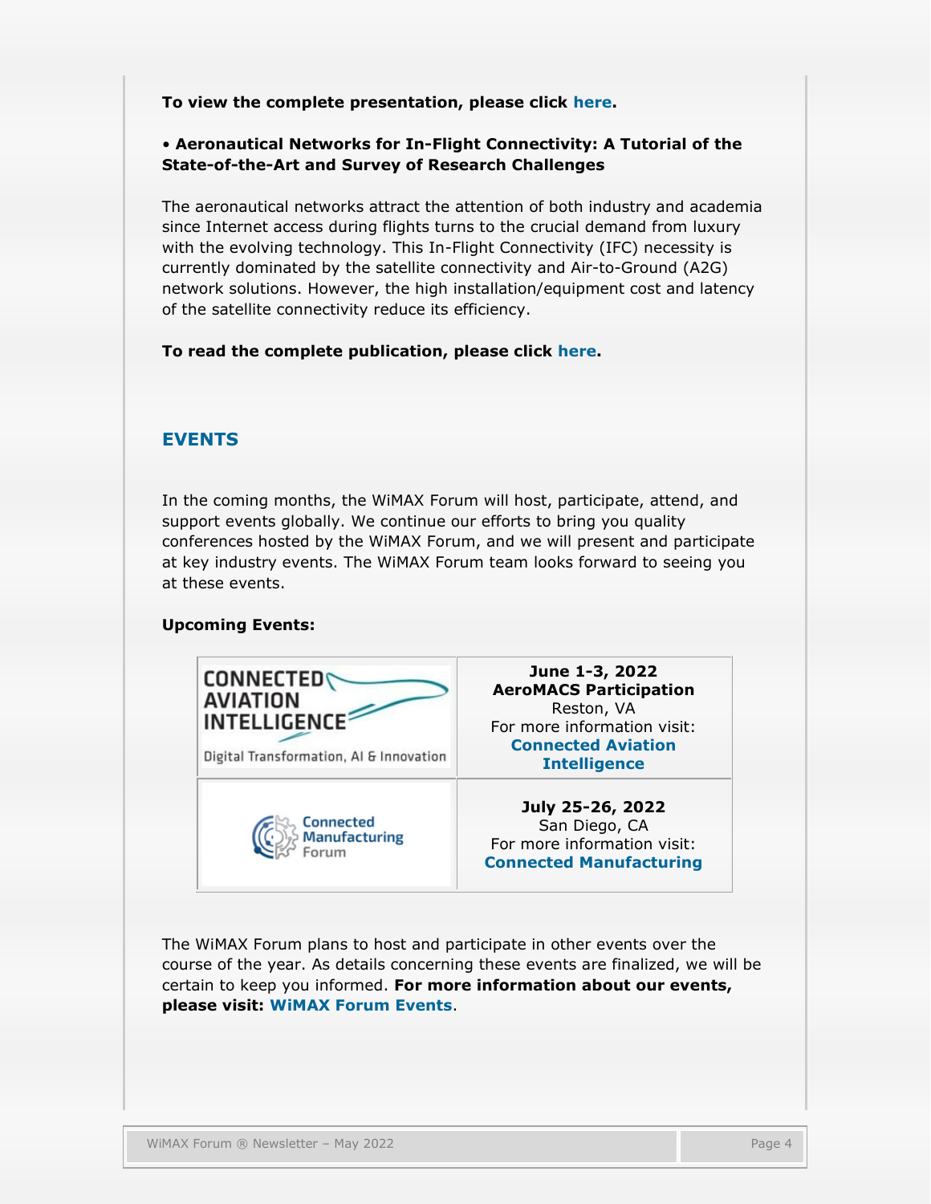**To view the complete presentation, please click here.**

**• Aeronautical Networks for In-Flight Connectivity: A Tutorial of the State-of-the-Art and Survey of Research Challenges**

The aeronautical networks attract the attention of both industry and academia since Internet access during flights turns to the crucial demand from luxury with the evolving technology. This In-Flight Connectivity (IFC) necessity is currently dominated by the satellite connectivity and Air-to-Ground (A2G) network solutions. However, the high installation/equipment cost and latency of the satellite connectivity reduce its efficiency.

**To read the complete publication, please click here.**

## EVENTS

In the coming months, the WiMAX Forum will host, participate, attend, and support events globally. We continue our efforts to bring you quality conferences hosted by the WiMAX Forum, and we will present and participate at key industry events. The WiMAX Forum team looks forward to seeing you at these events.

**Upcoming Events:**

| Event | Details |
|---|---|
| CONNECTED AVIATION INTELLIGENCE – Digital Transformation, AI & Innovation | **June 1-3, 2022**<br>**AeroMACS Participation**<br>Reston, VA<br>For more information visit:<br>**Connected Aviation Intelligence** |
| Connected Manufacturing Forum | **July 25-26, 2022**<br>San Diego, CA<br>For more information visit:<br>**Connected Manufacturing** |

The WiMAX Forum plans to host and participate in other events over the course of the year. As details concerning these events are finalized, we will be certain to keep you informed. **For more information about our events, please visit: WiMAX Forum Events**.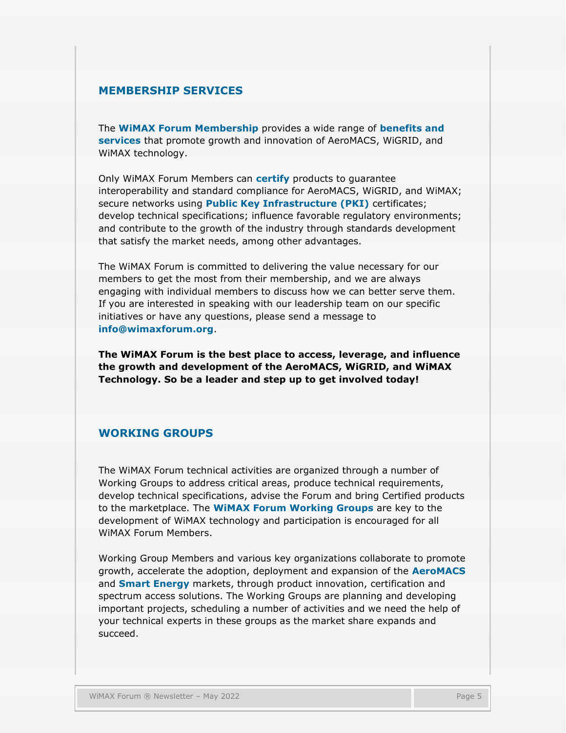## MEMBERSHIP SERVICES

The **WiMAX Forum Membership** provides a wide range of **benefits and services** that promote growth and innovation of AeroMACS, WiGRID, and WiMAX technology.

Only WiMAX Forum Members can **certify** products to guarantee interoperability and standard compliance for AeroMACS, WiGRID, and WiMAX; secure networks using **Public Key Infrastructure (PKI)** certificates; develop technical specifications; influence favorable regulatory environments; and contribute to the growth of the industry through standards development that satisfy the market needs, among other advantages.

The WiMAX Forum is committed to delivering the value necessary for our members to get the most from their membership, and we are always engaging with individual members to discuss how we can better serve them. If you are interested in speaking with our leadership team on our specific initiatives or have any questions, please send a message to **info@wimaxforum.org**.

**The WiMAX Forum is the best place to access, leverage, and influence the growth and development of the AeroMACS, WiGRID, and WiMAX Technology. So be a leader and step up to get involved today!**

## WORKING GROUPS

The WiMAX Forum technical activities are organized through a number of Working Groups to address critical areas, produce technical requirements, develop technical specifications, advise the Forum and bring Certified products to the marketplace. The **WiMAX Forum Working Groups** are key to the development of WiMAX technology and participation is encouraged for all WiMAX Forum Members.

Working Group Members and various key organizations collaborate to promote growth, accelerate the adoption, deployment and expansion of the **AeroMACS** and **Smart Energy** markets, through product innovation, certification and spectrum access solutions. The Working Groups are planning and developing important projects, scheduling a number of activities and we need the help of your technical experts in these groups as the market share expands and succeed.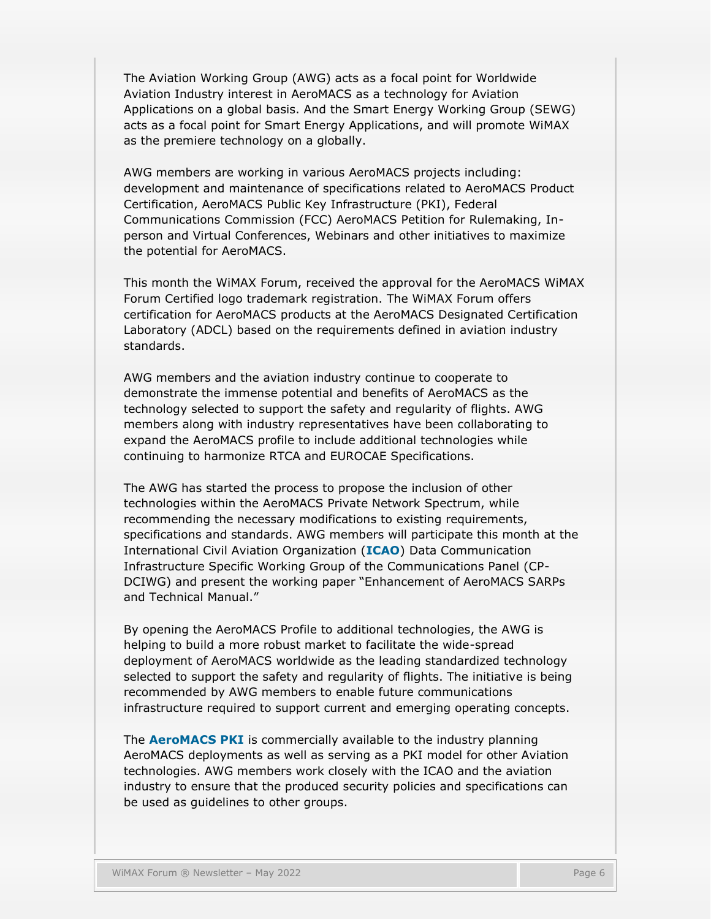The Aviation Working Group (AWG) acts as a focal point for Worldwide Aviation Industry interest in AeroMACS as a technology for Aviation Applications on a global basis. And the Smart Energy Working Group (SEWG) acts as a focal point for Smart Energy Applications, and will promote WiMAX as the premiere technology on a globally.

AWG members are working in various AeroMACS projects including: development and maintenance of specifications related to AeroMACS Product Certification, AeroMACS Public Key Infrastructure (PKI), Federal Communications Commission (FCC) AeroMACS Petition for Rulemaking, In-person and Virtual Conferences, Webinars and other initiatives to maximize the potential for AeroMACS.

This month the WiMAX Forum, received the approval for the AeroMACS WiMAX Forum Certified logo trademark registration. The WiMAX Forum offers certification for AeroMACS products at the AeroMACS Designated Certification Laboratory (ADCL) based on the requirements defined in aviation industry standards.

AWG members and the aviation industry continue to cooperate to demonstrate the immense potential and benefits of AeroMACS as the technology selected to support the safety and regularity of flights. AWG members along with industry representatives have been collaborating to expand the AeroMACS profile to include additional technologies while continuing to harmonize RTCA and EUROCAE Specifications.

The AWG has started the process to propose the inclusion of other technologies within the AeroMACS Private Network Spectrum, while recommending the necessary modifications to existing requirements, specifications and standards. AWG members will participate this month at the International Civil Aviation Organization (**ICAO**) Data Communication Infrastructure Specific Working Group of the Communications Panel (CP-DCIWG) and present the working paper "Enhancement of AeroMACS SARPs and Technical Manual."

By opening the AeroMACS Profile to additional technologies, the AWG is helping to build a more robust market to facilitate the wide-spread deployment of AeroMACS worldwide as the leading standardized technology selected to support the safety and regularity of flights. The initiative is being recommended by AWG members to enable future communications infrastructure required to support current and emerging operating concepts.

The **AeroMACS PKI** is commercially available to the industry planning AeroMACS deployments as well as serving as a PKI model for other Aviation technologies. AWG members work closely with the ICAO and the aviation industry to ensure that the produced security policies and specifications can be used as guidelines to other groups.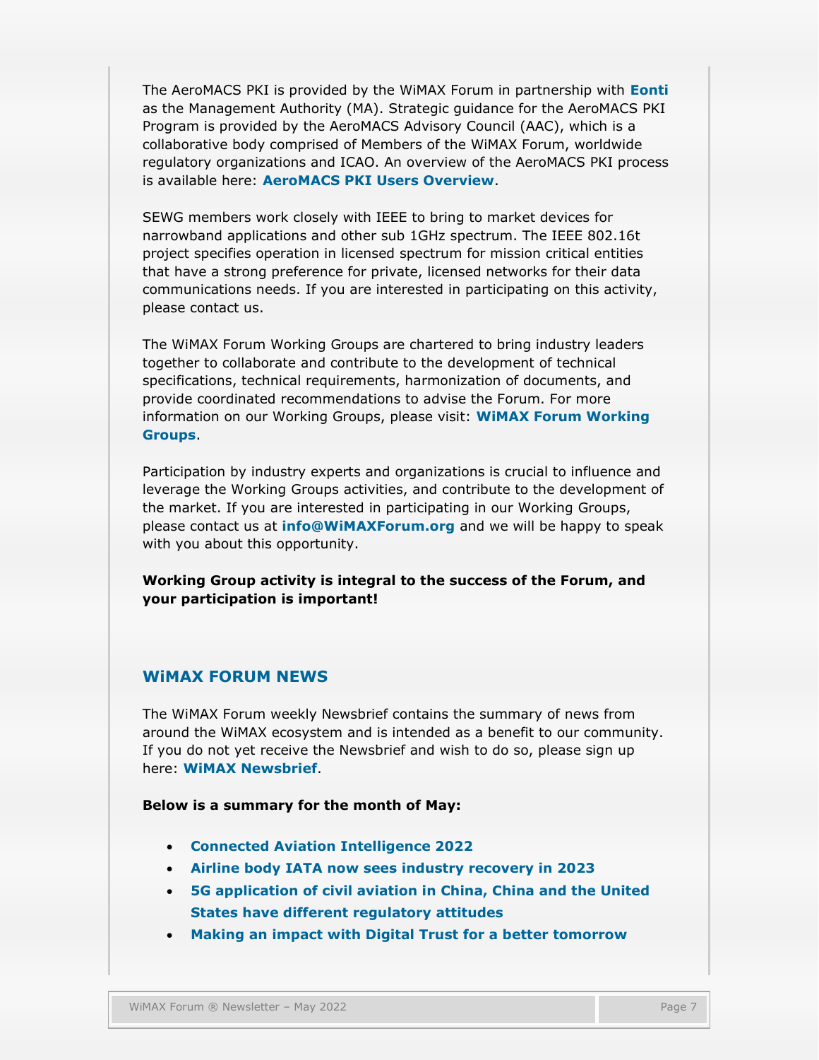The AeroMACS PKI is provided by the WiMAX Forum in partnership with **Eonti** as the Management Authority (MA). Strategic guidance for the AeroMACS PKI Program is provided by the AeroMACS Advisory Council (AAC), which is a collaborative body comprised of Members of the WiMAX Forum, worldwide regulatory organizations and ICAO. An overview of the AeroMACS PKI process is available here: **AeroMACS PKI Users Overview**.

SEWG members work closely with IEEE to bring to market devices for narrowband applications and other sub 1GHz spectrum. The IEEE 802.16t project specifies operation in licensed spectrum for mission critical entities that have a strong preference for private, licensed networks for their data communications needs. If you are interested in participating on this activity, please contact us.

The WiMAX Forum Working Groups are chartered to bring industry leaders together to collaborate and contribute to the development of technical specifications, technical requirements, harmonization of documents, and provide coordinated recommendations to advise the Forum. For more information on our Working Groups, please visit: **WiMAX Forum Working Groups**.

Participation by industry experts and organizations is crucial to influence and leverage the Working Groups activities, and contribute to the development of the market. If you are interested in participating in our Working Groups, please contact us at **info@WiMAXForum.org** and we will be happy to speak with you about this opportunity.

**Working Group activity is integral to the success of the Forum, and your participation is important!**

## WiMAX FORUM NEWS

The WiMAX Forum weekly Newsbrief contains the summary of news from around the WiMAX ecosystem and is intended as a benefit to our community. If you do not yet receive the Newsbrief and wish to do so, please sign up here: **WiMAX Newsbrief**.

**Below is a summary for the month of May:**

- **Connected Aviation Intelligence 2022**
- **Airline body IATA now sees industry recovery in 2023**
- **5G application of civil aviation in China, China and the United States have different regulatory attitudes**
- **Making an impact with Digital Trust for a better tomorrow**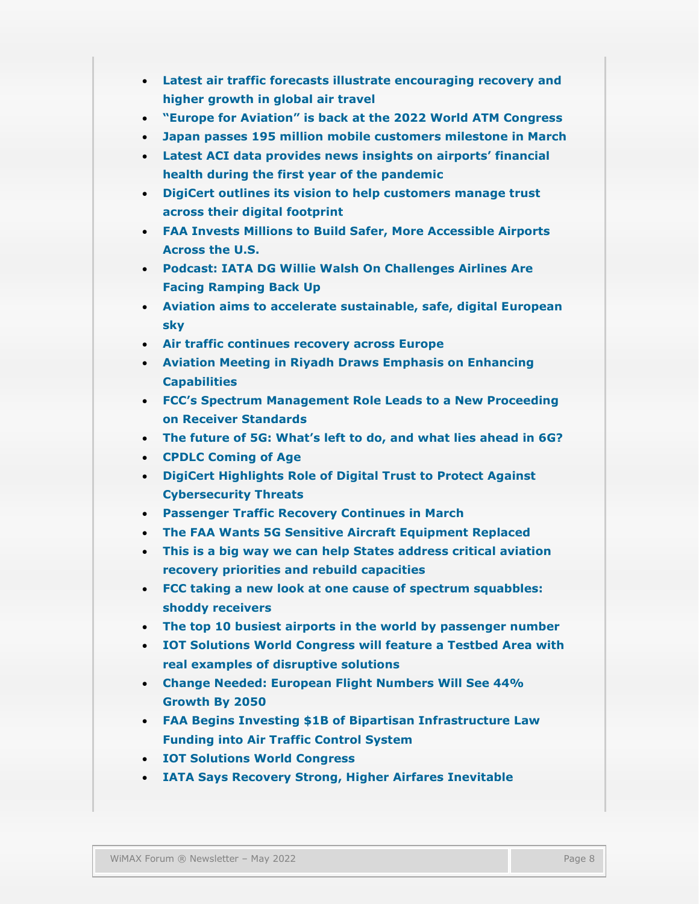- **Latest air traffic forecasts illustrate encouraging recovery and higher growth in global air travel**
- **"Europe for Aviation" is back at the 2022 World ATM Congress**
- **Japan passes 195 million mobile customers milestone in March**
- **Latest ACI data provides news insights on airports' financial health during the first year of the pandemic**
- **DigiCert outlines its vision to help customers manage trust across their digital footprint**
- **FAA Invests Millions to Build Safer, More Accessible Airports Across the U.S.**
- **Podcast: IATA DG Willie Walsh On Challenges Airlines Are Facing Ramping Back Up**
- **Aviation aims to accelerate sustainable, safe, digital European sky**
- **Air traffic continues recovery across Europe**
- **Aviation Meeting in Riyadh Draws Emphasis on Enhancing Capabilities**
- **FCC's Spectrum Management Role Leads to a New Proceeding on Receiver Standards**
- **The future of 5G: What's left to do, and what lies ahead in 6G?**
- **CPDLC Coming of Age**
- **DigiCert Highlights Role of Digital Trust to Protect Against Cybersecurity Threats**
- **Passenger Traffic Recovery Continues in March**
- **The FAA Wants 5G Sensitive Aircraft Equipment Replaced**
- **This is a big way we can help States address critical aviation recovery priorities and rebuild capacities**
- **FCC taking a new look at one cause of spectrum squabbles: shoddy receivers**
- **The top 10 busiest airports in the world by passenger number**
- **IOT Solutions World Congress will feature a Testbed Area with real examples of disruptive solutions**
- **Change Needed: European Flight Numbers Will See 44% Growth By 2050**
- **FAA Begins Investing $1B of Bipartisan Infrastructure Law Funding into Air Traffic Control System**
- **IOT Solutions World Congress**
- **IATA Says Recovery Strong, Higher Airfares Inevitable**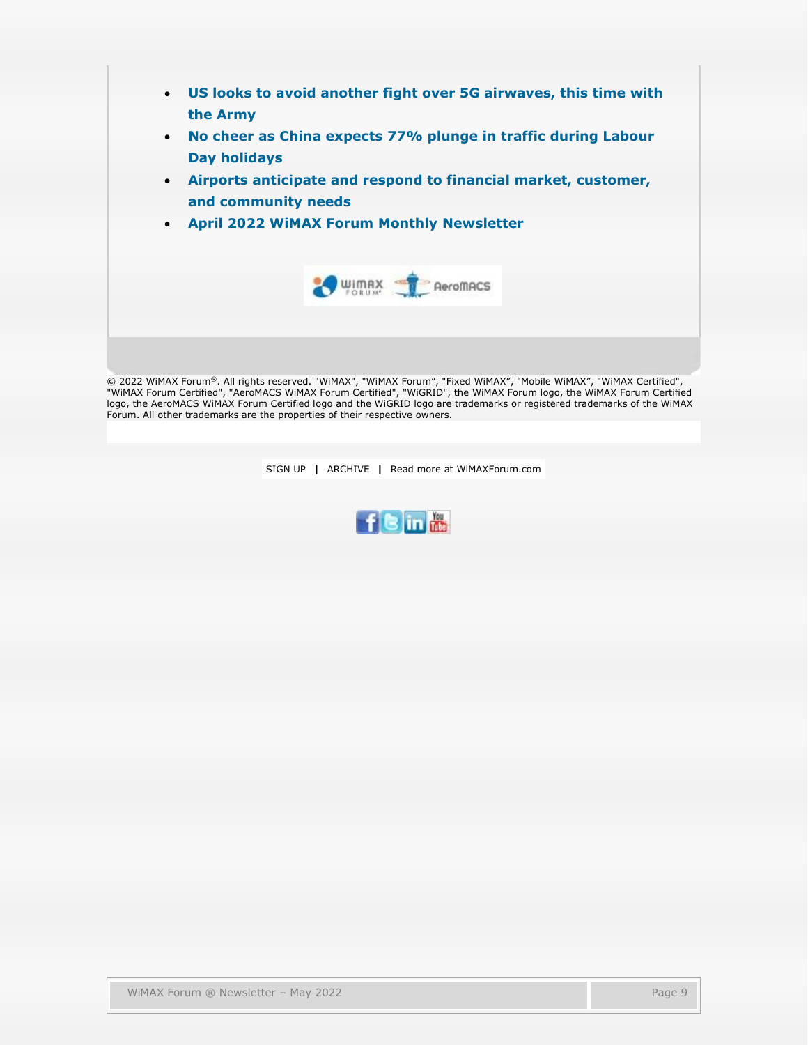- **US looks to avoid another fight over 5G airwaves, this time with the Army**
- **No cheer as China expects 77% plunge in traffic during Labour Day holidays**
- **Airports anticipate and respond to financial market, customer, and community needs**
- **April 2022 WiMAX Forum Monthly Newsletter**

© 2022 WiMAX Forum®. All rights reserved. "WiMAX", "WiMAX Forum", "Fixed WiMAX", "Mobile WiMAX", "WiMAX Certified", "WiMAX Forum Certified", "AeroMACS WiMAX Forum Certified", "WiGRID", the WiMAX Forum logo, the WiMAX Forum Certified logo, the AeroMACS WiMAX Forum Certified logo and the WiGRID logo are trademarks or registered trademarks of the WiMAX Forum. All other trademarks are the properties of their respective owners.

SIGN UP | ARCHIVE | Read more at WiMAXForum.com